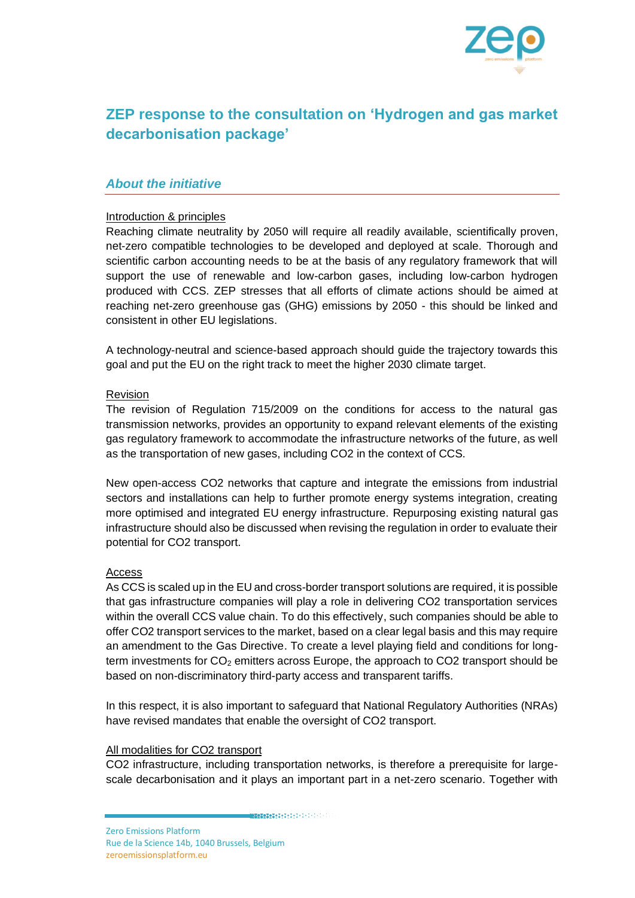# ZEP response to the consultation on 'Hydrogen and gas market decarbonisation package'

## *About the initiative*

Introduction & principles

Reaching climate neutrality by 2050 will require all readily available, scientifically proven, net-zero compatible technologies to be developed and deployed at scale. Thorough and scientific carbon accounting needs to be at the basis of any regulatory framework that will support the use of renewable and low-carbon gases, including low-carbon hydrogen produced with CCS. ZEP stresses that all efforts of climate actions should be aimed at reaching net-zero greenhouse gas (GHG) emissions by 2050 - this should be linked and consistent in other EU legislations.

A technology-neutral and science-based approach should guide the trajectory towards this goal and put the EU on the right track to meet the higher 2030 climate target.

Revision

The revision of Regulation 715/2009 on the conditions for access to the natural gas transmission networks, provides an opportunity to expand relevant elements of the existing gas regulatory framework to accommodate the infrastructure networks of the future, as well as the transportation of new gases, including CO2 in the context of CCS.

New open-access CO2 networks that capture and integrate the emissions from industrial sectors and installations can help to further promote energy systems integration, creating more optimised and integrated EU energy infrastructure. Repurposing existing natural gas infrastructure should also be discussed when revising the regulation in order to evaluate their potential for CO2 transport.

Access

As CCS is scaled up in the EU and cross-border transport solutions are required, it is possible that gas infrastructure companies will play a role in delivering CO2 transportation services within the overall CCS value chain. To do this effectively, such companies should be able to offer CO2 transport services to the market, based on a clear legal basis and this may require an amendment to the Gas Directive. To create a level playing field and conditions for long-term investments for $CO_2$ emitters across Europe, the approach to CO2 transport should be based on non-discriminatory third-party access and transparent tariffs.

In this respect, it is also important to safeguard that National Regulatory Authorities (NRAs) have revised mandates that enable the oversight of CO2 transport.

All modalities for CO2 transport

CO2 infrastructure, including transportation networks, is therefore a prerequisite for large-scale decarbonisation and it plays an important part in a net-zero scenario. Together with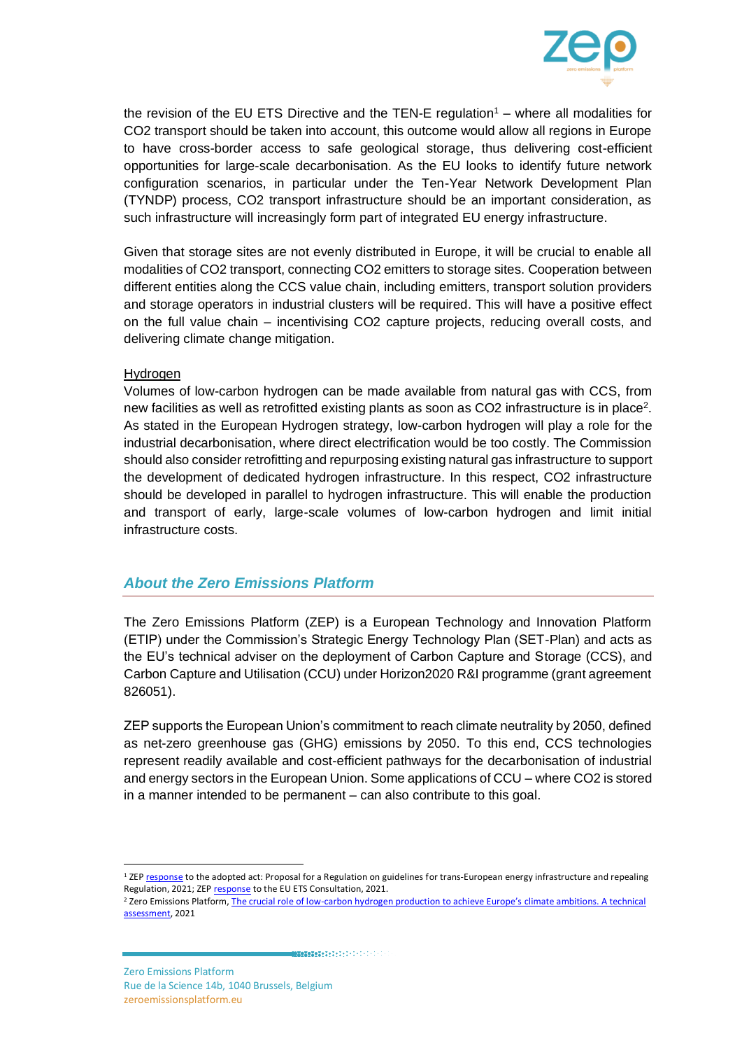the revision of the EU ETS Directive and the TEN-E regulation[1] – where all modalities for $CO_2$ transport should be taken into account, this outcome would allow all regions in Europe to have cross-border access to safe geological storage, thus delivering cost-efficient opportunities for large-scale decarbonisation. As the EU looks to identify future network configuration scenarios, in particular under the Ten-Year Network Development Plan (TYNDP) process, $CO_2$ transport infrastructure should be an important consideration, as such infrastructure will increasingly form part of integrated EU energy infrastructure.

Given that storage sites are not evenly distributed in Europe, it will be crucial to enable all modalities of $CO_2$ transport, connecting $CO_2$ emitters to storage sites. Cooperation between different entities along the CCS value chain, including emitters, transport solution providers and storage operators in industrial clusters will be required. This will have a positive effect on the full value chain – incentivising $CO_2$ capture projects, reducing overall costs, and delivering climate change mitigation.

Hydrogen

Volumes of low-carbon hydrogen can be made available from natural gas with CCS, from new facilities as well as retrofitted existing plants as soon as $CO_2$ infrastructure is in place[2]. As stated in the European Hydrogen strategy, low-carbon hydrogen will play a role for the industrial decarbonisation, where direct electrification would be too costly. The Commission should also consider retrofitting and repurposing existing natural gas infrastructure to support the development of dedicated hydrogen infrastructure. In this respect, $CO_2$ infrastructure should be developed in parallel to hydrogen infrastructure. This will enable the production and transport of early, large-scale volumes of low-carbon hydrogen and limit initial infrastructure costs.

## *About the Zero Emissions Platform*

The Zero Emissions Platform (ZEP) is a European Technology and Innovation Platform (ETIP) under the Commission's Strategic Energy Technology Plan (SET-Plan) and acts as the EU's technical adviser on the deployment of Carbon Capture and Storage (CCS), and Carbon Capture and Utilisation (CCU) under Horizon2020 R&I programme (grant agreement 826051).

ZEP supports the European Union's commitment to reach climate neutrality by 2050, defined as net-zero greenhouse gas (GHG) emissions by 2050. To this end, CCS technologies represent readily available and cost-efficient pathways for the decarbonisation of industrial and energy sectors in the European Union. Some applications of CCU – where $CO_2$ is stored in a manner intended to be permanent – can also contribute to this goal.

[1] ZEP response to the adopted act: Proposal for a Regulation on guidelines for trans-European energy infrastructure and repealing Regulation, 2021; ZEP response to the EU ETS Consultation, 2021.

[2] Zero Emissions Platform, The crucial role of low-carbon hydrogen production to achieve Europe's climate ambitions. A technical assessment, 2021

Zero Emissions Platform
Rue de la Science 14b, 1040 Brussels, Belgium
zeroemissionsplatform.eu